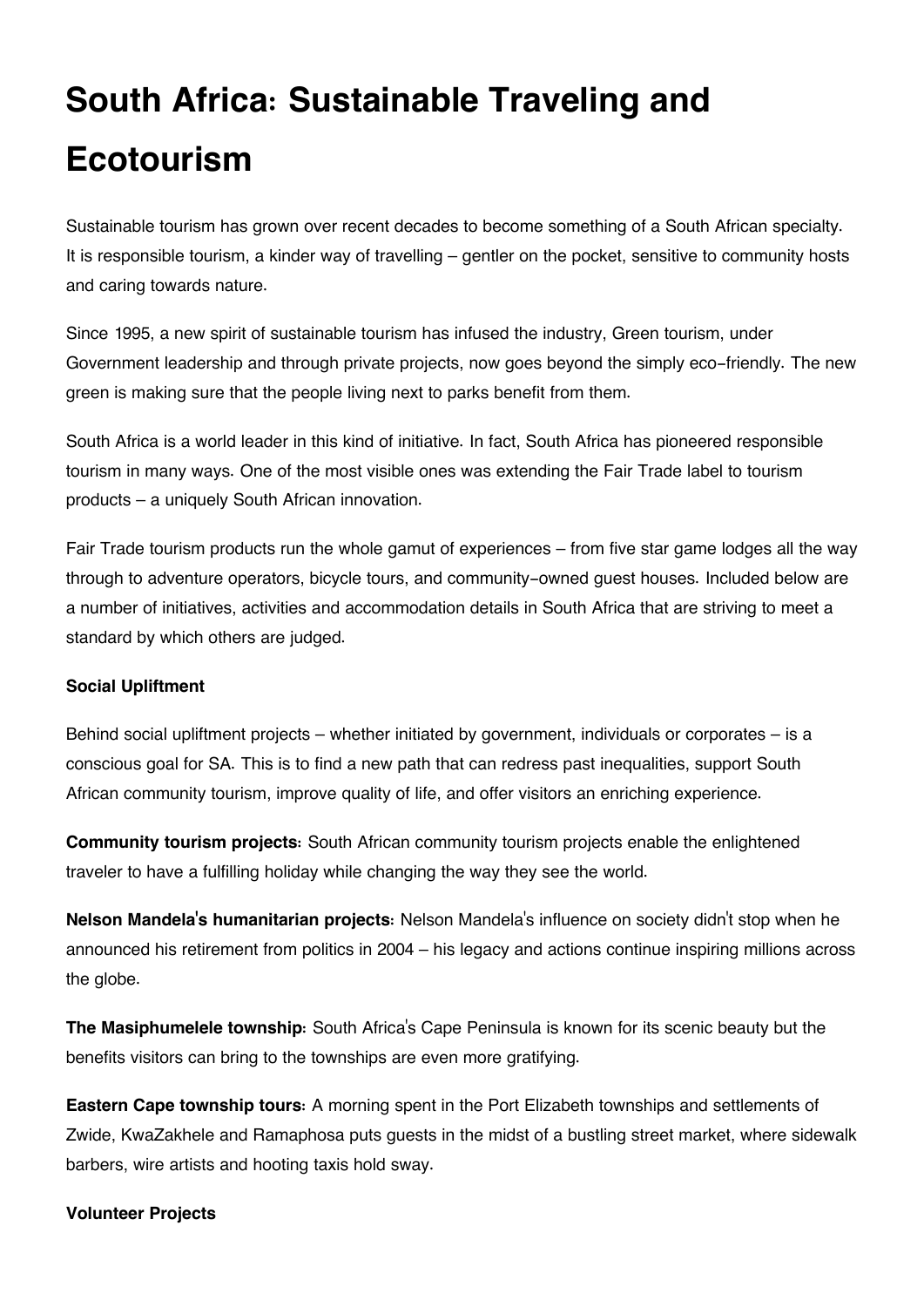# South Africa: Sustainable Traveling and Ecotourism

Sustainable tourism has grown over recent decades to become something of a South African specialty. It is responsible tourism, a kinder way of travelling – gentler on the pocket, sensitive to community hosts and caring towards nature.

Since 1995, a new spirit of sustainable tourism has infused the industry, Green tourism, under Government leadership and through private projects, now goes beyond the simply eco-friendly. The new green is making sure that the people living next to parks benefit from them.

South Africa is a world leader in this kind of initiative. In fact, South Africa has pioneered responsible tourism in many ways. One of the most visible ones was extending the Fair Trade label to tourism products – a uniquely South African innovation.

Fair Trade tourism products run the whole gamut of experiences – from five star game lodges all the way through to adventure operators, bicycle tours, and community-owned guest houses. Included below are a number of initiatives, activities and accommodation details in South Africa that are striving to meet a standard by which others are judged.

**Social Upliftment**

Behind social upliftment projects – whether initiated by government, individuals or corporates – is a conscious goal for SA. This is to find a new path that can redress past inequalities, support South African community tourism, improve quality of life, and offer visitors an enriching experience.

**Community tourism projects:** South African community tourism projects enable the enlightened traveler to have a fulfilling holiday while changing the way they see the world.

**Nelson Mandela's humanitarian projects:** Nelson Mandela's influence on society didn't stop when he announced his retirement from politics in 2004 – his legacy and actions continue inspiring millions across the globe.

**The Masiphumelele township:** South Africa's Cape Peninsula is known for its scenic beauty but the benefits visitors can bring to the townships are even more gratifying.

**Eastern Cape township tours:** A morning spent in the Port Elizabeth townships and settlements of Zwide, KwaZakhele and Ramaphosa puts guests in the midst of a bustling street market, where sidewalk barbers, wire artists and hooting taxis hold sway.

**Volunteer Projects**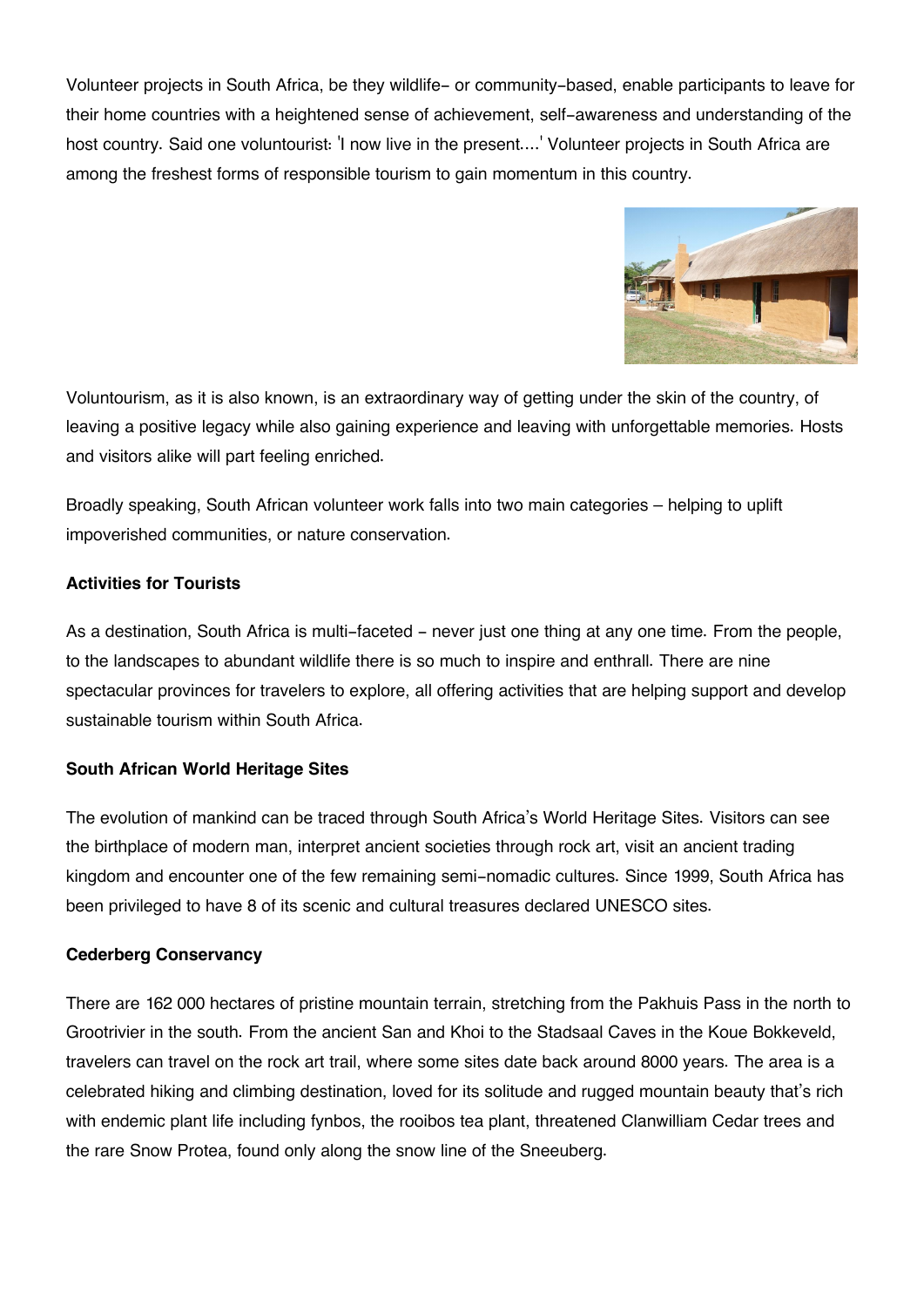Volunteer projects in South Africa, be they wildlife- or community-based, enable participants to leave for their home countries with a heightened sense of achievement, self-awareness and understanding of the host country. Said one voluntourist: 'I now live in the present....' Volunteer projects in South Africa are among the freshest forms of responsible tourism to gain momentum in this country.

Voluntourism, as it is also known, is an extraordinary way of getting under the skin of the country, of leaving a positive legacy while also gaining experience and leaving with unforgettable memories. Hosts and visitors alike will part feeling enriched.

Broadly speaking, South African volunteer work falls into two main categories – helping to uplift impoverished communities, or nature conservation.

**Activities for Tourists**

As a destination, South Africa is multi-faceted - never just one thing at any one time. From the people, to the landscapes to abundant wildlife there is so much to inspire and enthrall. There are nine spectacular provinces for travelers to explore, all offering activities that are helping support and develop sustainable tourism within South Africa.

**South African World Heritage Sites**

The evolution of mankind can be traced through South Africa's World Heritage Sites. Visitors can see the birthplace of modern man, interpret ancient societies through rock art, visit an ancient trading kingdom and encounter one of the few remaining semi-nomadic cultures. Since 1999, South Africa has been privileged to have 8 of its scenic and cultural treasures declared UNESCO sites.

**Cederberg Conservancy**

There are 162 000 hectares of pristine mountain terrain, stretching from the Pakhuis Pass in the north to Grootrivier in the south. From the ancient San and Khoi to the Stadsaal Caves in the Koue Bokkeveld, travelers can travel on the rock art trail, where some sites date back around 8000 years. The area is a celebrated hiking and climbing destination, loved for its solitude and rugged mountain beauty that's rich with endemic plant life including fynbos, the rooibos tea plant, threatened Clanwilliam Cedar trees and the rare Snow Protea, found only along the snow line of the Sneeuberg.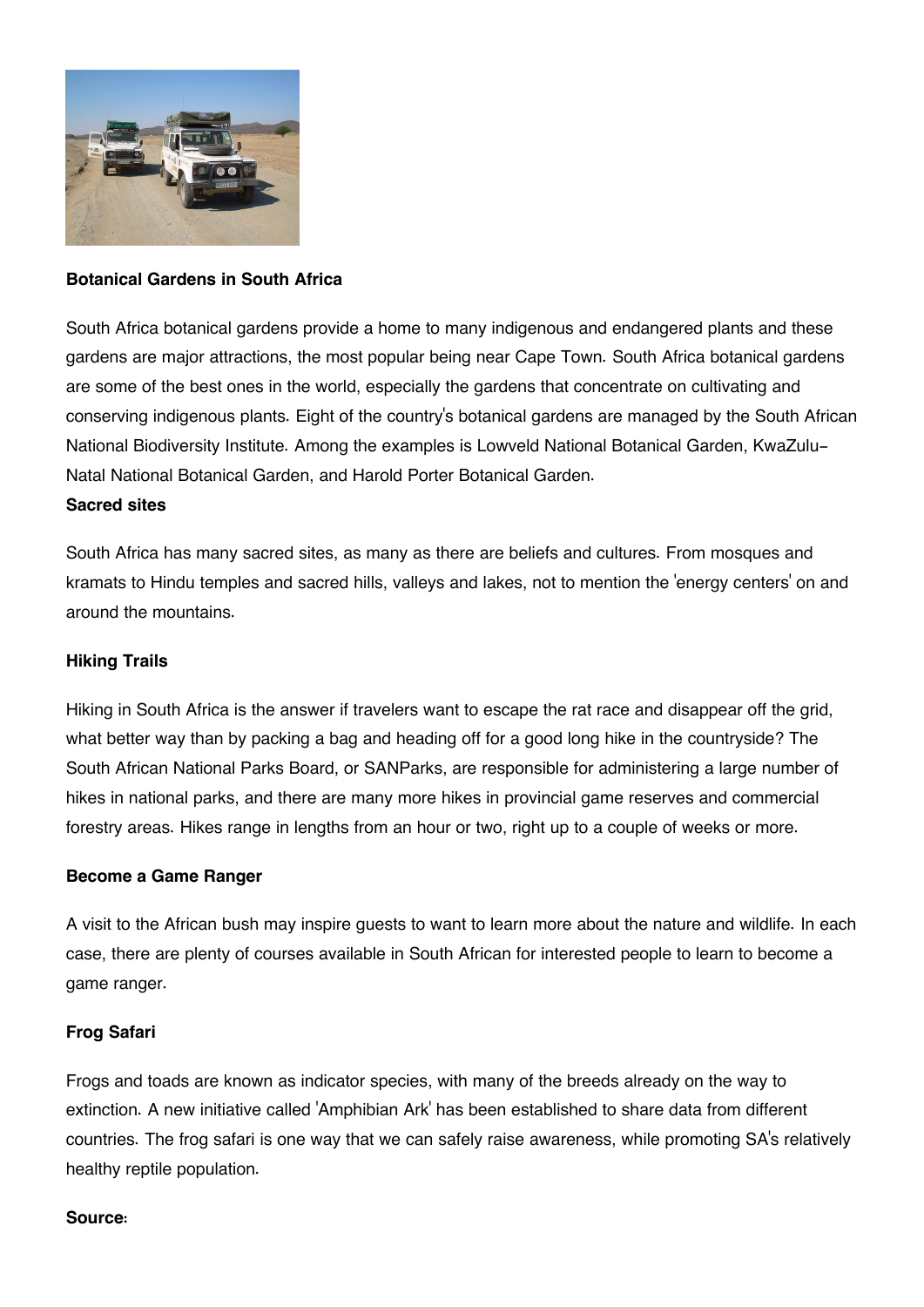**Botanical Gardens in South Africa**

South Africa botanical gardens provide a home to many indigenous and endangered plants and these gardens are major attractions, the most popular being near Cape Town. South Africa botanical gardens are some of the best ones in the world, especially the gardens that concentrate on cultivating and conserving indigenous plants. Eight of the country's botanical gardens are managed by the South African National Biodiversity Institute. Among the examples is Lowveld National Botanical Garden, KwaZulu-Natal National Botanical Garden, and Harold Porter Botanical Garden.

**Sacred sites**

South Africa has many sacred sites, as many as there are beliefs and cultures. From mosques and kramats to Hindu temples and sacred hills, valleys and lakes, not to mention the 'energy centers' on and around the mountains.

**Hiking Trails**

Hiking in South Africa is the answer if travelers want to escape the rat race and disappear off the grid, what better way than by packing a bag and heading off for a good long hike in the countryside? The South African National Parks Board, or SANParks, are responsible for administering a large number of hikes in national parks, and there are many more hikes in provincial game reserves and commercial forestry areas. Hikes range in lengths from an hour or two, right up to a couple of weeks or more.

**Become a Game Ranger**

A visit to the African bush may inspire guests to want to learn more about the nature and wildlife. In each case, there are plenty of courses available in South African for interested people to learn to become a game ranger.

**Frog Safari**

Frogs and toads are known as indicator species, with many of the breeds already on the way to extinction. A new initiative called 'Amphibian Ark' has been established to share data from different countries. The frog safari is one way that we can safely raise awareness, while promoting SA's relatively healthy reptile population.

**Source:**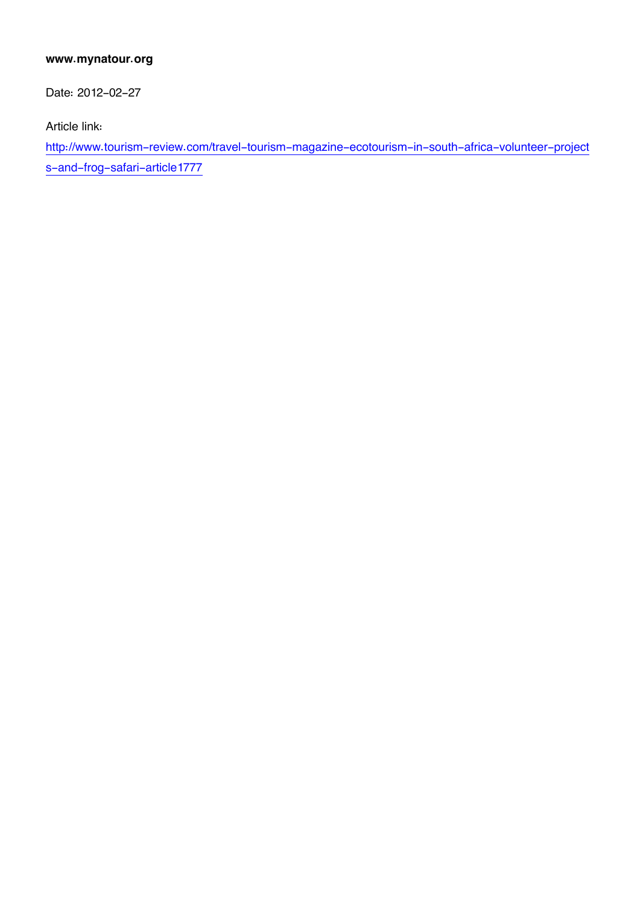**www.mynatour.org**

Date: 2012-02-27

Article link:

[http://www.tourism-review.com/travel-tourism-magazine-ecotourism-in-south-africa-volunteer-projects-and-frog-safari-article1777](http://www.tourism-review.com/travel-tourism-magazine-ecotourism-in-south-africa-volunteer-projects-and-frog-safari-article1777)